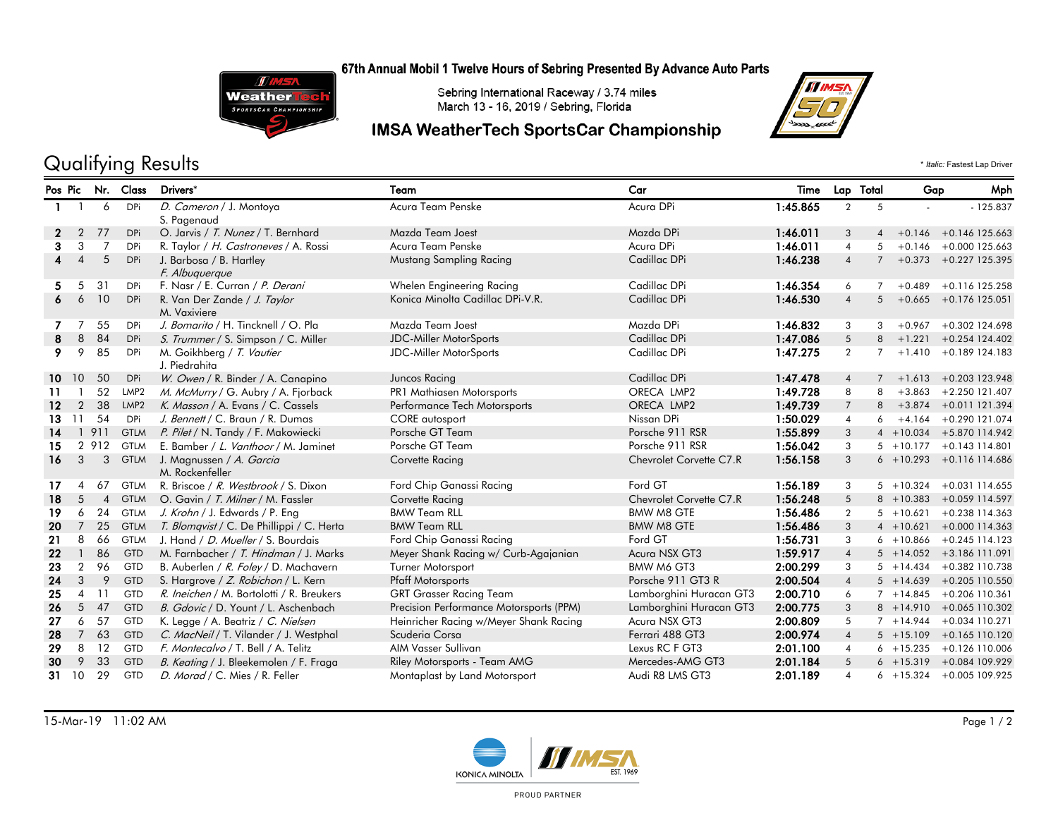67th Annual Mobil 1 Twelve Hours of Sebring Presented By Advance Auto Parts

Sebring International Raceway / 3.74 miles
March 13 - 16, 2019 / Sebring, Florida

## IMSA WeatherTech SportsCar Championship

# Qualifying Results

\* *Italic:* Fastest Lap Driver

| Pos | Pic | Nr. | Class | Drivers* | Team | Car | Time | Lap | Total | Gap | | Mph |
|---|---|---|---|---|---|---|---|---|---|---|---|---|
| 1 | 1 | 6 | DPi | *D. Cameron* / J. Montoya S. Pagenaud | Acura Team Penske | Acura DPi | 1:45.865 | 2 | 5 | - | - | 125.837 |
| 2 | 2 | 77 | DPi | O. Jarvis / *T. Nunez* / T. Bernhard | Mazda Team Joest | Mazda DPi | 1:46.011 | 3 | 4 | +0.146 | +0.146 | 125.663 |
| 3 | 3 | 7 | DPi | R. Taylor / *H. Castroneves* / A. Rossi | Acura Team Penske | Acura DPi | 1:46.011 | 4 | 5 | +0.146 | +0.000 | 125.663 |
| 4 | 4 | 5 | DPi | J. Barbosa / B. Hartley *F. Albuquerque* | Mustang Sampling Racing | Cadillac DPi | 1:46.238 | 4 | 7 | +0.373 | +0.227 | 125.395 |
| 5 | 5 | 31 | DPi | F. Nasr / E. Curran / *P. Derani* | Whelen Engineering Racing | Cadillac DPi | 1:46.354 | 6 | 7 | +0.489 | +0.116 | 125.258 |
| 6 | 6 | 10 | DPi | R. Van Der Zande / *J. Taylor* M. Vaxiviere | Konica Minolta Cadillac DPi-V.R. | Cadillac DPi | 1:46.530 | 4 | 5 | +0.665 | +0.176 | 125.051 |
| 7 | 7 | 55 | DPi | *J. Bomarito* / H. Tincknell / O. Pla | Mazda Team Joest | Mazda DPi | 1:46.832 | 3 | 3 | +0.967 | +0.302 | 124.698 |
| 8 | 8 | 84 | DPi | *S. Trummer* / S. Simpson / C. Miller | JDC-Miller MotorSports | Cadillac DPi | 1:47.086 | 5 | 8 | +1.221 | +0.254 | 124.402 |
| 9 | 9 | 85 | DPi | M. Goikhberg / *T. Vautier* J. Piedrahita | JDC-Miller MotorSports | Cadillac DPi | 1:47.275 | 2 | 7 | +1.410 | +0.189 | 124.183 |
| 10 | 10 | 50 | DPi | *W. Owen* / R. Binder / A. Canapino | Juncos Racing | Cadillac DPi | 1:47.478 | 4 | 7 | +1.613 | +0.203 | 123.948 |
| 11 | 1 | 52 | LMP2 | *M. McMurry* / G. Aubry / A. Fjorback | PR1 Mathiasen Motorsports | ORECA LMP2 | 1:49.728 | 8 | 8 | +3.863 | +2.250 | 121.407 |
| 12 | 2 | 38 | LMP2 | *K. Masson* / A. Evans / C. Cassels | Performance Tech Motorsports | ORECA LMP2 | 1:49.739 | 7 | 8 | +3.874 | +0.011 | 121.394 |
| 13 | 11 | 54 | DPi | *J. Bennett* / C. Braun / R. Dumas | CORE autosport | Nissan DPi | 1:50.029 | 4 | 6 | +4.164 | +0.290 | 121.074 |
| 14 | 1 | 911 | GTLM | *P. Pilet* / N. Tandy / F. Makowiecki | Porsche GT Team | Porsche 911 RSR | 1:55.899 | 3 | 4 | +10.034 | +5.870 | 114.942 |
| 15 | 2 | 912 | GTLM | E. Bamber / *L. Vanthoor* / M. Jaminet | Porsche GT Team | Porsche 911 RSR | 1:56.042 | 3 | 5 | +10.177 | +0.143 | 114.801 |
| 16 | 3 | 3 | GTLM | J. Magnussen / *A. Garcia* M. Rockenfeller | Corvette Racing | Chevrolet Corvette C7.R | 1:56.158 | 3 | 6 | +10.293 | +0.116 | 114.686 |
| 17 | 4 | 67 | GTLM | R. Briscoe / *R. Westbrook* / S. Dixon | Ford Chip Ganassi Racing | Ford GT | 1:56.189 | 3 | 5 | +10.324 | +0.031 | 114.655 |
| 18 | 5 | 4 | GTLM | O. Gavin / *T. Milner* / M. Fassler | Corvette Racing | Chevrolet Corvette C7.R | 1:56.248 | 5 | 8 | +10.383 | +0.059 | 114.597 |
| 19 | 6 | 24 | GTLM | *J. Krohn* / J. Edwards / P. Eng | BMW Team RLL | BMW M8 GTE | 1:56.486 | 2 | 5 | +10.621 | +0.238 | 114.363 |
| 20 | 7 | 25 | GTLM | *T. Blomqvist* / C. De Phillippi / C. Herta | BMW Team RLL | BMW M8 GTE | 1:56.486 | 3 | 4 | +10.621 | +0.000 | 114.363 |
| 21 | 8 | 66 | GTLM | J. Hand / *D. Mueller* / S. Bourdais | Ford Chip Ganassi Racing | Ford GT | 1:56.731 | 3 | 6 | +10.866 | +0.245 | 114.123 |
| 22 | 1 | 86 | GTD | M. Farnbacher / *T. Hindman* / J. Marks | Meyer Shank Racing w/ Curb-Agajanian | Acura NSX GT3 | 1:59.917 | 4 | 5 | +14.052 | +3.186 | 111.091 |
| 23 | 2 | 96 | GTD | B. Auberlen / *R. Foley* / D. Machavern | Turner Motorsport | BMW M6 GT3 | 2:00.299 | 3 | 5 | +14.434 | +0.382 | 110.738 |
| 24 | 3 | 9 | GTD | S. Hargrove / *Z. Robichon* / L. Kern | Pfaff Motorsports | Porsche 911 GT3 R | 2:00.504 | 4 | 5 | +14.639 | +0.205 | 110.550 |
| 25 | 4 | 11 | GTD | *R. Ineichen* / M. Bortolotti / R. Breukers | GRT Grasser Racing Team | Lamborghini Huracan GT3 | 2:00.710 | 6 | 7 | +14.845 | +0.206 | 110.361 |
| 26 | 5 | 47 | GTD | *B. Gdovic* / D. Yount / L. Aschenbach | Precision Performance Motorsports (PPM) | Lamborghini Huracan GT3 | 2:00.775 | 3 | 8 | +14.910 | +0.065 | 110.302 |
| 27 | 6 | 57 | GTD | K. Legge / A. Beatriz / *C. Nielsen* | Heinricher Racing w/Meyer Shank Racing | Acura NSX GT3 | 2:00.809 | 5 | 7 | +14.944 | +0.034 | 110.271 |
| 28 | 7 | 63 | GTD | *C. MacNeil* / T. Vilander / J. Westphal | Scuderia Corsa | Ferrari 488 GT3 | 2:00.974 | 4 | 5 | +15.109 | +0.165 | 110.120 |
| 29 | 8 | 12 | GTD | *F. Montecalvo* / T. Bell / A. Telitz | AIM Vasser Sullivan | Lexus RC F GT3 | 2:01.100 | 4 | 6 | +15.235 | +0.126 | 110.006 |
| 30 | 9 | 33 | GTD | *B. Keating* / J. Bleekemolen / F. Fraga | Riley Motorsports - Team AMG | Mercedes-AMG GT3 | 2:01.184 | 5 | 6 | +15.319 | +0.084 | 109.929 |
| 31 | 10 | 29 | GTD | *D. Morad* / C. Mies / R. Feller | Montaplast by Land Motorsport | Audi R8 LMS GT3 | 2:01.189 | 4 | 6 | +15.324 | +0.005 | 109.925 |

15-Mar-19 11:02 AM

PROUD PARTNER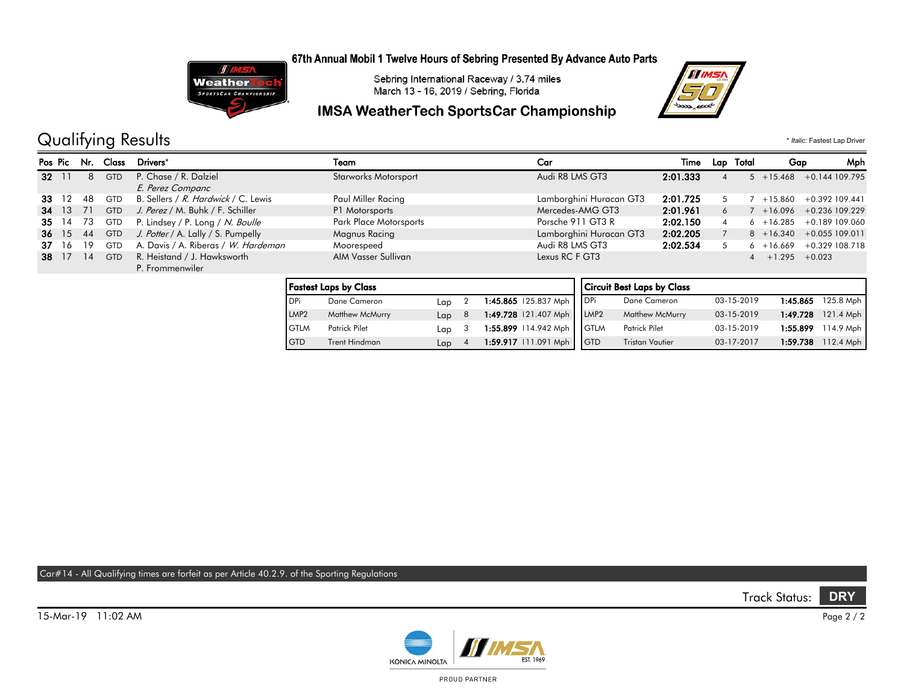67th Annual Mobil 1 Twelve Hours of Sebring Presented By Advance Auto Parts

Sebring International Raceway / 3.74 miles
March 13 - 16, 2019 / Sebring, Florida

## IMSA WeatherTech SportsCar Championship

# Qualifying Results

\* *Italic:* Fastest Lap Driver

| Pos | Pic | Nr. | Class | Drivers* | Team | Car | Time | Lap | Total | Gap | | Mph |
|---|---|---|---|---|---|---|---|---|---|---|---|---|
| **32** | 11 | 8 | GTD | P. Chase / R. Dalziel *E. Perez Companc* | Starworks Motorsport | Audi R8 LMS GT3 | **2:01.333** | 4 | 5 | +15.468 | +0.144 | 109.795 |
| **33** | 12 | 48 | GTD | B. Sellers / *R. Hardwick* / C. Lewis | Paul Miller Racing | Lamborghini Huracan GT3 | **2:01.725** | 5 | 7 | +15.860 | +0.392 | 109.441 |
| **34** | 13 | 71 | GTD | *J. Perez* / M. Buhk / F. Schiller | P1 Motorsports | Mercedes-AMG GT3 | **2:01.961** | 6 | 7 | +16.096 | +0.236 | 109.229 |
| **35** | 14 | 73 | GTD | P. Lindsey / P. Long / *N. Boulle* | Park Place Motorsports | Porsche 911 GT3 R | **2:02.150** | 4 | 6 | +16.285 | +0.189 | 109.060 |
| **36** | 15 | 44 | GTD | *J. Potter* / A. Lally / S. Pumpelly | Magnus Racing | Lamborghini Huracan GT3 | **2:02.205** | 7 | 8 | +16.340 | +0.055 | 109.011 |
| **37** | 16 | 19 | GTD | A. Davis / A. Riberas / *W. Hardeman* | Moorespeed | Audi R8 LMS GT3 | **2:02.534** | 5 | 6 | +16.669 | +0.329 | 108.718 |
| **38** | 17 | 14 | GTD | R. Heistand / J. Hawksworth P. Frommenwiler | AIM Vasser Sullivan | Lexus RC F GT3 | | | 4 | +1.295 | +0.023 | |

**Fastest Laps by Class**

| | | | | | |
|---|---|---|---|---|---|
| DPi | Dane Cameron | Lap | 2 | **1:45.865** | 125.837 Mph |
| LMP2 | Matthew McMurry | Lap | 8 | **1:49.728** | 121.407 Mph |
| GTLM | Patrick Pilet | Lap | 3 | **1:55.899** | 114.942 Mph |
| GTD | Trent Hindman | Lap | 4 | **1:59.917** | 111.091 Mph |

**Circuit Best Laps by Class**

| | | | | |
|---|---|---|---|---|
| DPi | Dane Cameron | 03-15-2019 | **1:45.865** | 125.8 Mph |
| LMP2 | Matthew McMurry | 03-15-2019 | **1:49.728** | 121.4 Mph |
| GTLM | Patrick Pilet | 03-15-2019 | **1:55.899** | 114.9 Mph |
| GTD | Tristan Vautier | 03-17-2017 | **1:59.738** | 112.4 Mph |

Car#14 - All Qualifying times are forfeit as per Article 40.2.9. of the Sporting Regulations

Track Status: **DRY**

15-Mar-19 11:02 AM

PROUD PARTNER